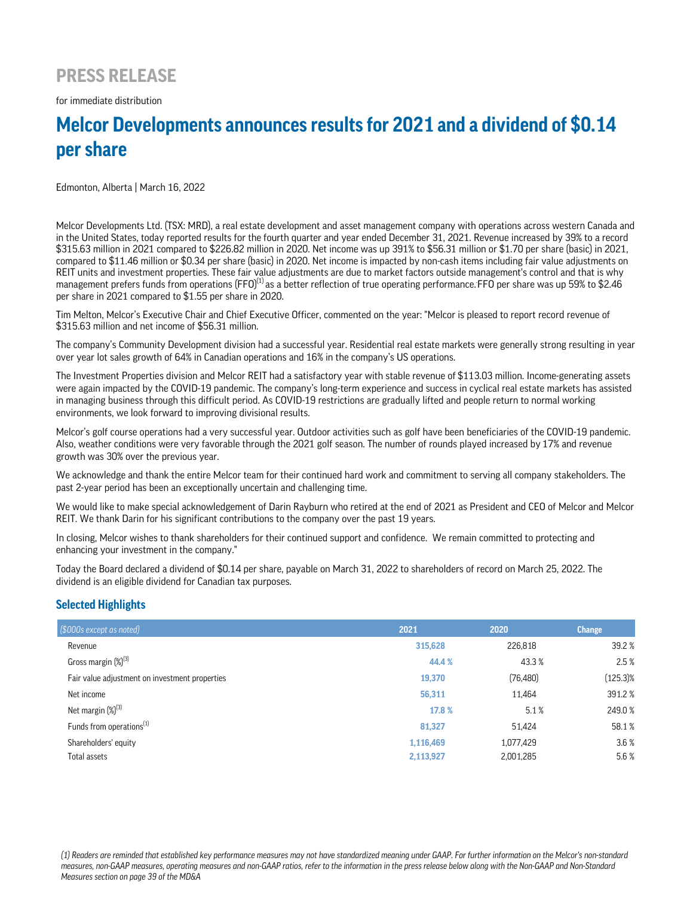# PRESS RELEASE

for immediate distribution

# Melcor Developments announces results for 2021 and a dividend of $0.14 per share

Edmonton, Alberta | March 16, 2022

Melcor Developments Ltd. (TSX: MRD), a real estate development and asset management company with operations across western Canada and in the United States, today reported results for the fourth quarter and year ended December 31, 2021. Revenue increased by 39% to a record $315.63 million in 2021 compared to $226.82 million in 2020. Net income was up 391% to $56.31 million or $1.70 per share (basic) in 2021, compared to $11.46 million or $0.34 per share (basic) in 2020. Net income is impacted by non-cash items including fair value adjustments on REIT units and investment properties. These fair value adjustments are due to market factors outside management's control and that is why management prefers funds from operations (FFO)[1] as a better reflection of true operating performance. FFO per share was up 59% to $2.46 per share in 2021 compared to $1.55 per share in 2020.

Tim Melton, Melcor's Executive Chair and Chief Executive Officer, commented on the year: "Melcor is pleased to report record revenue of $315.63 million and net income of $56.31 million.

The company's Community Development division had a successful year. Residential real estate markets were generally strong resulting in year over year lot sales growth of 64% in Canadian operations and 16% in the company's US operations.

The Investment Properties division and Melcor REIT had a satisfactory year with stable revenue of $113.03 million. Income-generating assets were again impacted by the COVID-19 pandemic. The company's long-term experience and success in cyclical real estate markets has assisted in managing business through this difficult period. As COVID-19 restrictions are gradually lifted and people return to normal working environments, we look forward to improving divisional results.

Melcor's golf course operations had a very successful year. Outdoor activities such as golf have been beneficiaries of the COVID-19 pandemic. Also, weather conditions were very favorable through the 2021 golf season. The number of rounds played increased by 17% and revenue growth was 30% over the previous year.

We acknowledge and thank the entire Melcor team for their continued hard work and commitment to serving all company stakeholders. The past 2-year period has been an exceptionally uncertain and challenging time.

We would like to make special acknowledgement of Darin Rayburn who retired at the end of 2021 as President and CEO of Melcor and Melcor REIT. We thank Darin for his significant contributions to the company over the past 19 years.

In closing, Melcor wishes to thank shareholders for their continued support and confidence. We remain committed to protecting and enhancing your investment in the company."

Today the Board declared a dividend of $0.14 per share, payable on March 31, 2022 to shareholders of record on March 25, 2022. The dividend is an eligible dividend for Canadian tax purposes.

## Selected Highlights

| *($000s except as noted)* | 2021 | 2020 | Change |
|---|---|---|---|
| Revenue | **315,628** | 226,818 | 39.2 % |
| Gross margin (%)[3] | **44.4 %** | 43.3 % | 2.5 % |
| Fair value adjustment on investment properties | **19,370** | (76,480) | (125.3)% |
| Net income | **56,311** | 11,464 | 391.2 % |
| Net margin (%)[3] | **17.8 %** | 5.1 % | 249.0 % |
| Funds from operations[1] | **81,327** | 51,424 | 58.1 % |
| Shareholders' equity | **1,116,469** | 1,077,429 | 3.6 % |
| Total assets | **2,113,927** | 2,001,285 | 5.6 % |

*(1) Readers are reminded that established key performance measures may not have standardized meaning under GAAP. For further information on the Melcor's non-standard measures, non-GAAP measures, operating measures and non-GAAP ratios, refer to the information in the press release below along with the Non-GAAP and Non-Standard Measures section on page 39 of the MD&A*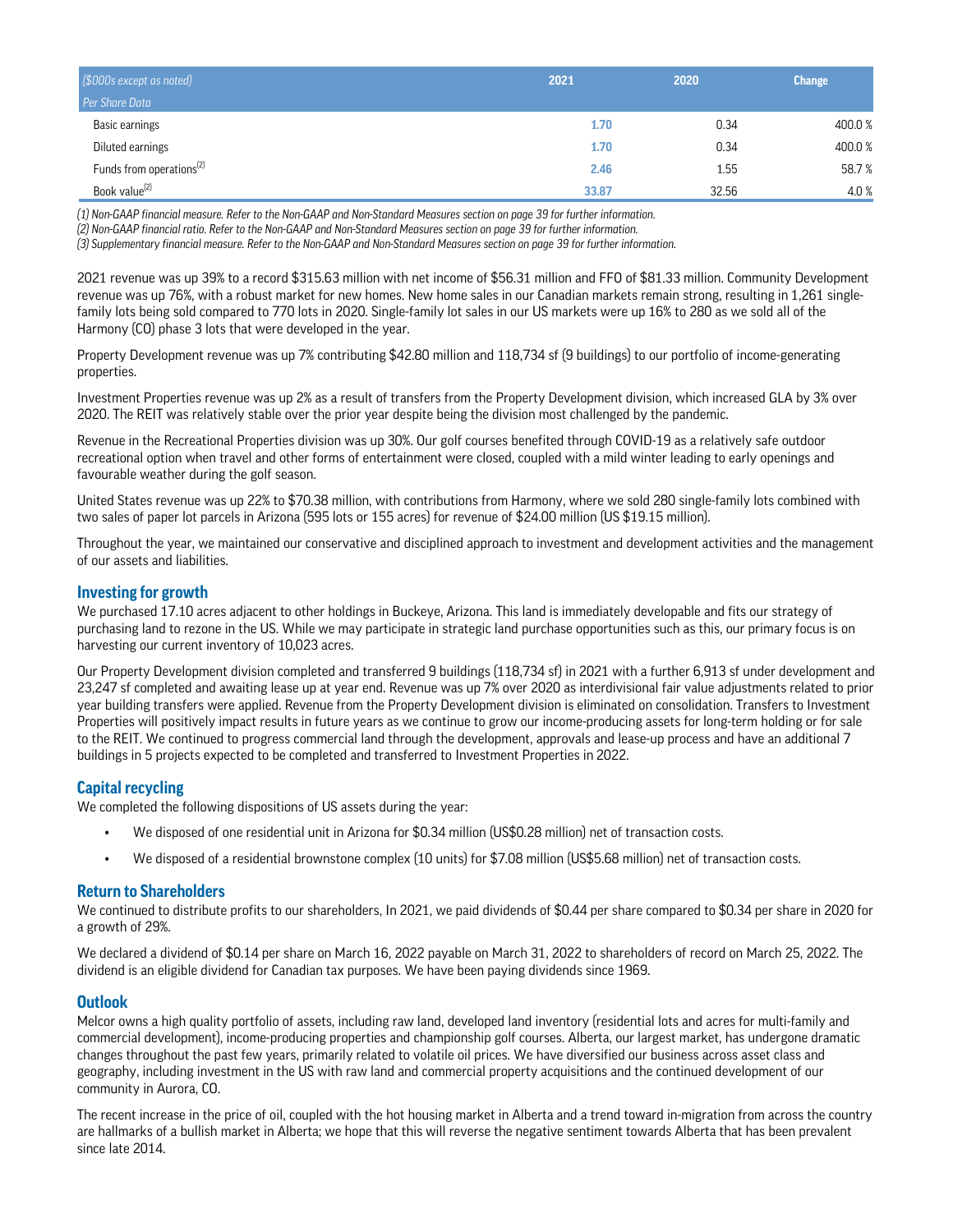| ($000s except as noted) | 2021 | 2020 | Change |
|---|---|---|---|
| *Per Share Data* | | | |
| Basic earnings | **1.70** | 0.34 | 400.0 % |
| Diluted earnings | **1.70** | 0.34 | 400.0 % |
| Funds from operations[2] | **2.46** | 1.55 | 58.7 % |
| Book value[2] | **33.87** | 32.56 | 4.0 % |

*(1) Non-GAAP financial measure. Refer to the Non-GAAP and Non-Standard Measures section on page 39 for further information.*
*(2) Non-GAAP financial ratio. Refer to the Non-GAAP and Non-Standard Measures section on page 39 for further information.*
*(3) Supplementary financial measure. Refer to the Non-GAAP and Non-Standard Measures section on page 39 for further information.*

2021 revenue was up 39% to a record $315.63 million with net income of $56.31 million and FFO of $81.33 million. Community Development revenue was up 76%, with a robust market for new homes. New home sales in our Canadian markets remain strong, resulting in 1,261 single-family lots being sold compared to 770 lots in 2020. Single-family lot sales in our US markets were up 16% to 280 as we sold all of the Harmony (CO) phase 3 lots that were developed in the year.

Property Development revenue was up 7% contributing $42.80 million and 118,734 sf (9 buildings) to our portfolio of income-generating properties.

Investment Properties revenue was up 2% as a result of transfers from the Property Development division, which increased GLA by 3% over 2020. The REIT was relatively stable over the prior year despite being the division most challenged by the pandemic.

Revenue in the Recreational Properties division was up 30%. Our golf courses benefited through COVID-19 as a relatively safe outdoor recreational option when travel and other forms of entertainment were closed, coupled with a mild winter leading to early openings and favourable weather during the golf season.

United States revenue was up 22% to $70.38 million, with contributions from Harmony, where we sold 280 single-family lots combined with two sales of paper lot parcels in Arizona (595 lots or 155 acres) for revenue of $24.00 million (US $19.15 million).

Throughout the year, we maintained our conservative and disciplined approach to investment and development activities and the management of our assets and liabilities.

## Investing for growth

We purchased 17.10 acres adjacent to other holdings in Buckeye, Arizona. This land is immediately developable and fits our strategy of purchasing land to rezone in the US. While we may participate in strategic land purchase opportunities such as this, our primary focus is on harvesting our current inventory of 10,023 acres.

Our Property Development division completed and transferred 9 buildings (118,734 sf) in 2021 with a further 6,913 sf under development and 23,247 sf completed and awaiting lease up at year end. Revenue was up 7% over 2020 as interdivisional fair value adjustments related to prior year building transfers were applied. Revenue from the Property Development division is eliminated on consolidation. Transfers to Investment Properties will positively impact results in future years as we continue to grow our income-producing assets for long-term holding or for sale to the REIT. We continued to progress commercial land through the development, approvals and lease-up process and have an additional 7 buildings in 5 projects expected to be completed and transferred to Investment Properties in 2022.

## Capital recycling

We completed the following dispositions of US assets during the year:

- We disposed of one residential unit in Arizona for $0.34 million (US$0.28 million) net of transaction costs.
- We disposed of a residential brownstone complex (10 units) for $7.08 million (US$5.68 million) net of transaction costs.

## Return to Shareholders

We continued to distribute profits to our shareholders, In 2021, we paid dividends of $0.44 per share compared to $0.34 per share in 2020 for a growth of 29%.

We declared a dividend of $0.14 per share on March 16, 2022 payable on March 31, 2022 to shareholders of record on March 25, 2022. The dividend is an eligible dividend for Canadian tax purposes. We have been paying dividends since 1969.

## Outlook

Melcor owns a high quality portfolio of assets, including raw land, developed land inventory (residential lots and acres for multi-family and commercial development), income-producing properties and championship golf courses. Alberta, our largest market, has undergone dramatic changes throughout the past few years, primarily related to volatile oil prices. We have diversified our business across asset class and geography, including investment in the US with raw land and commercial property acquisitions and the continued development of our community in Aurora, CO.

The recent increase in the price of oil, coupled with the hot housing market in Alberta and a trend toward in-migration from across the country are hallmarks of a bullish market in Alberta; we hope that this will reverse the negative sentiment towards Alberta that has been prevalent since late 2014.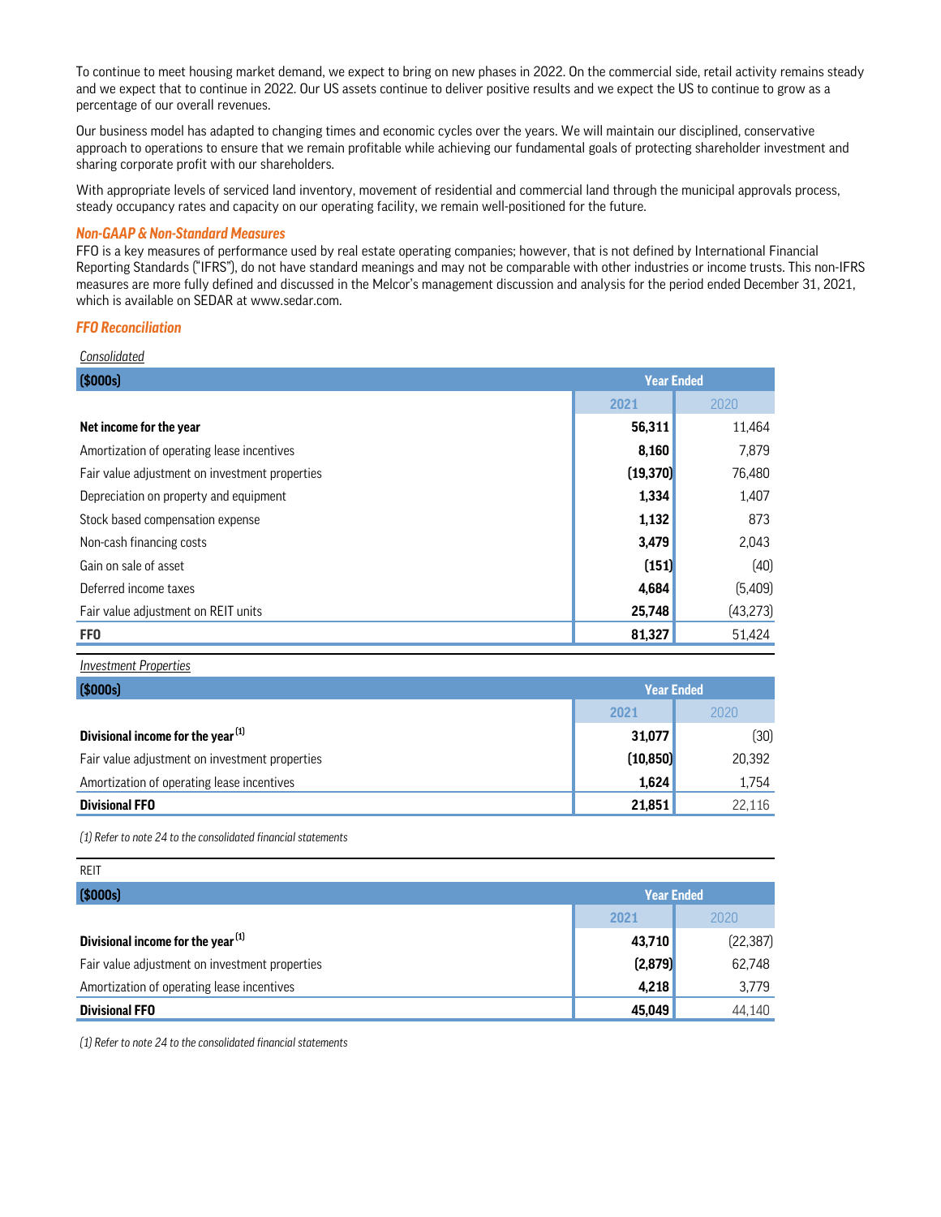To continue to meet housing market demand, we expect to bring on new phases in 2022. On the commercial side, retail activity remains steady and we expect that to continue in 2022. Our US assets continue to deliver positive results and we expect the US to continue to grow as a percentage of our overall revenues.

Our business model has adapted to changing times and economic cycles over the years. We will maintain our disciplined, conservative approach to operations to ensure that we remain profitable while achieving our fundamental goals of protecting shareholder investment and sharing corporate profit with our shareholders.

With appropriate levels of serviced land inventory, movement of residential and commercial land through the municipal approvals process, steady occupancy rates and capacity on our operating facility, we remain well-positioned for the future.

### *Non-GAAP & Non-Standard Measures*

FFO is a key measures of performance used by real estate operating companies; however, that is not defined by International Financial Reporting Standards ("IFRS"), do not have standard meanings and may not be comparable with other industries or income trusts. This non-IFRS measures are more fully defined and discussed in the Melcor's management discussion and analysis for the period ended December 31, 2021, which is available on SEDAR at www.sedar.com.

### *FFO Reconciliation*

*Consolidated*

| ($000s) | Year Ended | |
|---|---|---|
| | 2021 | 2020 |
| **Net income for the year** | **56,311** | 11,464 |
| Amortization of operating lease incentives | **8,160** | 7,879 |
| Fair value adjustment on investment properties | **(19,370)** | 76,480 |
| Depreciation on property and equipment | **1,334** | 1,407 |
| Stock based compensation expense | **1,132** | 873 |
| Non-cash financing costs | **3,479** | 2,043 |
| Gain on sale of asset | **(151)** | (40) |
| Deferred income taxes | **4,684** | (5,409) |
| Fair value adjustment on REIT units | **25,748** | (43,273) |
| **FFO** | **81,327** | 51,424 |

*Investment Properties*

| ($000s) | Year Ended | |
|---|---|---|
| | 2021 | 2020 |
| **Divisional income for the year (1)** | **31,077** | (30) |
| Fair value adjustment on investment properties | **(10,850)** | 20,392 |
| Amortization of operating lease incentives | **1,624** | 1,754 |
| **Divisional FFO** | **21,851** | 22,116 |

*(1) Refer to note 24 to the consolidated financial statements*

REIT

| ($000s) | Year Ended | |
|---|---|---|
| | 2021 | 2020 |
| **Divisional income for the year (1)** | **43,710** | (22,387) |
| Fair value adjustment on investment properties | **(2,879)** | 62,748 |
| Amortization of operating lease incentives | **4,218** | 3,779 |
| **Divisional FFO** | **45,049** | 44,140 |

*(1) Refer to note 24 to the consolidated financial statements*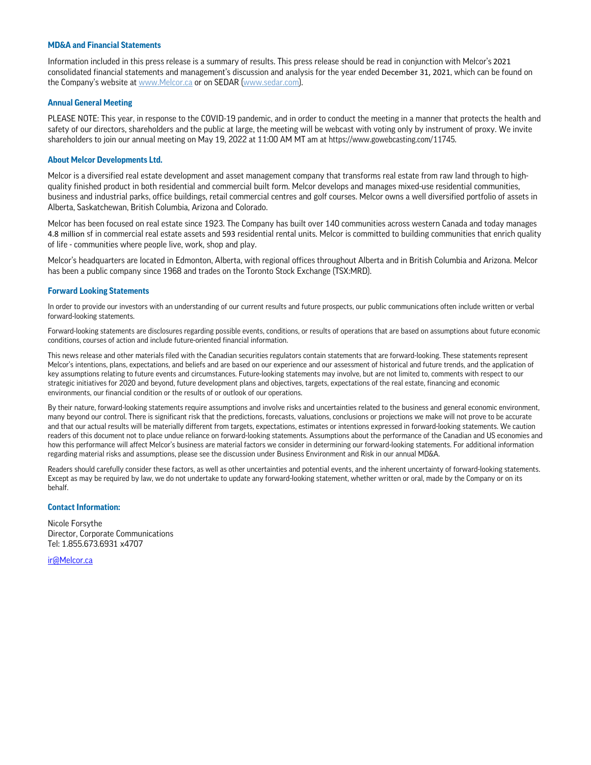### MD&A and Financial Statements

Information included in this press release is a summary of results. This press release should be read in conjunction with Melcor's 2021 consolidated financial statements and management's discussion and analysis for the year ended December 31, 2021, which can be found on the Company's website at www.Melcor.ca or on SEDAR (www.sedar.com).

### Annual General Meeting

PLEASE NOTE: This year, in response to the COVID-19 pandemic, and in order to conduct the meeting in a manner that protects the health and safety of our directors, shareholders and the public at large, the meeting will be webcast with voting only by instrument of proxy. We invite shareholders to join our annual meeting on May 19, 2022 at 11:00 AM MT am at https://www.gowebcasting.com/11745.

### About Melcor Developments Ltd.

Melcor is a diversified real estate development and asset management company that transforms real estate from raw land through to high-quality finished product in both residential and commercial built form. Melcor develops and manages mixed-use residential communities, business and industrial parks, office buildings, retail commercial centres and golf courses. Melcor owns a well diversified portfolio of assets in Alberta, Saskatchewan, British Columbia, Arizona and Colorado.

Melcor has been focused on real estate since 1923. The Company has built over 140 communities across western Canada and today manages 4.8 million sf in commercial real estate assets and 593 residential rental units. Melcor is committed to building communities that enrich quality of life - communities where people live, work, shop and play.

Melcor's headquarters are located in Edmonton, Alberta, with regional offices throughout Alberta and in British Columbia and Arizona. Melcor has been a public company since 1968 and trades on the Toronto Stock Exchange (TSX:MRD).

### Forward Looking Statements

In order to provide our investors with an understanding of our current results and future prospects, our public communications often include written or verbal forward-looking statements.

Forward-looking statements are disclosures regarding possible events, conditions, or results of operations that are based on assumptions about future economic conditions, courses of action and include future-oriented financial information.

This news release and other materials filed with the Canadian securities regulators contain statements that are forward-looking. These statements represent Melcor's intentions, plans, expectations, and beliefs and are based on our experience and our assessment of historical and future trends, and the application of key assumptions relating to future events and circumstances. Future-looking statements may involve, but are not limited to, comments with respect to our strategic initiatives for 2020 and beyond, future development plans and objectives, targets, expectations of the real estate, financing and economic environments, our financial condition or the results of or outlook of our operations.

By their nature, forward-looking statements require assumptions and involve risks and uncertainties related to the business and general economic environment, many beyond our control. There is significant risk that the predictions, forecasts, valuations, conclusions or projections we make will not prove to be accurate and that our actual results will be materially different from targets, expectations, estimates or intentions expressed in forward-looking statements. We caution readers of this document not to place undue reliance on forward-looking statements. Assumptions about the performance of the Canadian and US economies and how this performance will affect Melcor's business are material factors we consider in determining our forward-looking statements. For additional information regarding material risks and assumptions, please see the discussion under Business Environment and Risk in our annual MD&A.

Readers should carefully consider these factors, as well as other uncertainties and potential events, and the inherent uncertainty of forward-looking statements. Except as may be required by law, we do not undertake to update any forward-looking statement, whether written or oral, made by the Company or on its behalf.

### Contact Information:

Nicole Forsythe
Director, Corporate Communications
Tel: 1.855.673.6931 x4707

ir@Melcor.ca